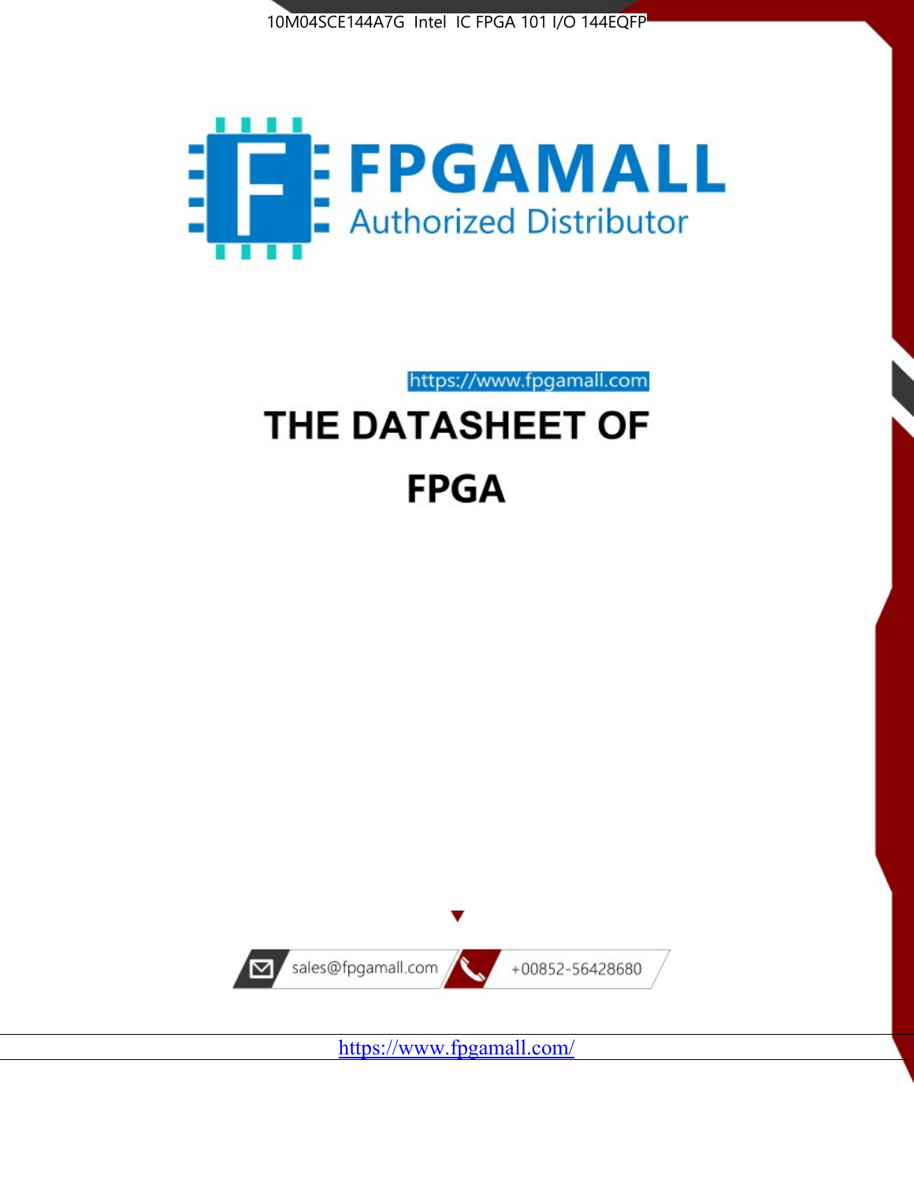10M04SCE144A7G Intel IC FPGA 101 I/O 144EQFP

FPGAMALL

Authorized Distributor

https://www.fpgamall.com

# THE DATASHEET OF

# FPGA

sales@fpgamall.com

+00852-56428680

https://www.fpgamall.com/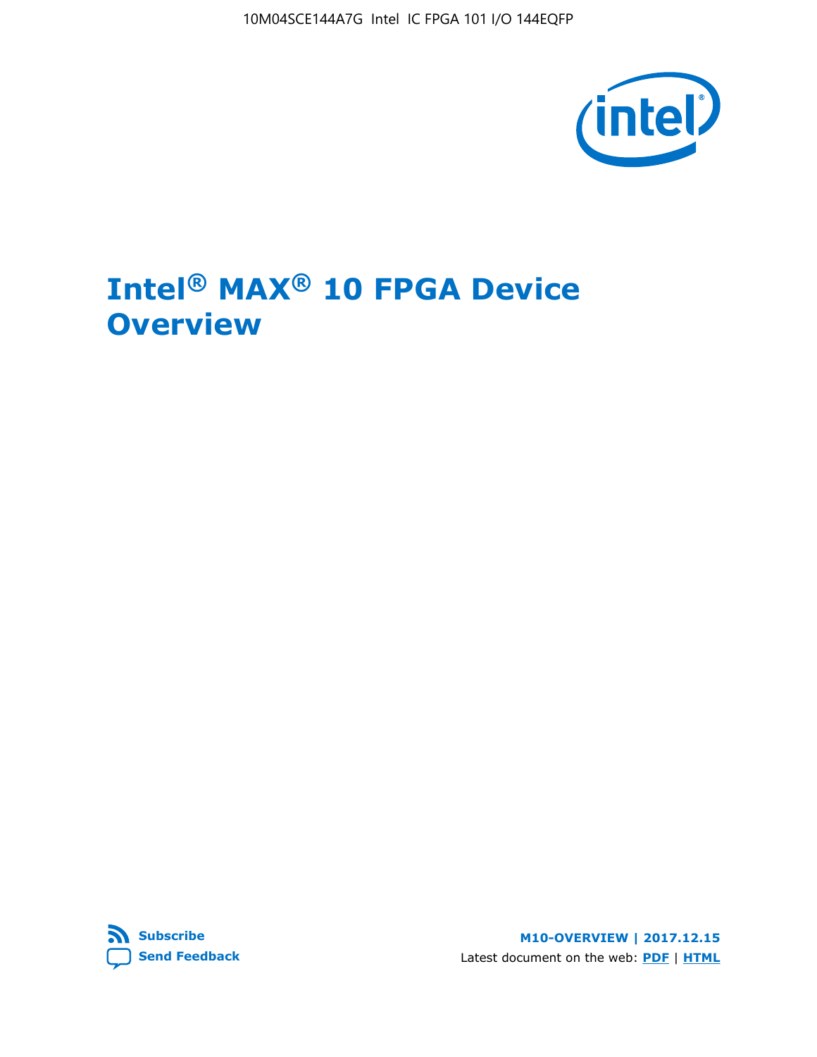# Intel® MAX® 10 FPGA Device Overview

**Subscribe**
**Send Feedback**

**M10-OVERVIEW | 2017.12.15**

Latest document on the web: **PDF** | **HTML**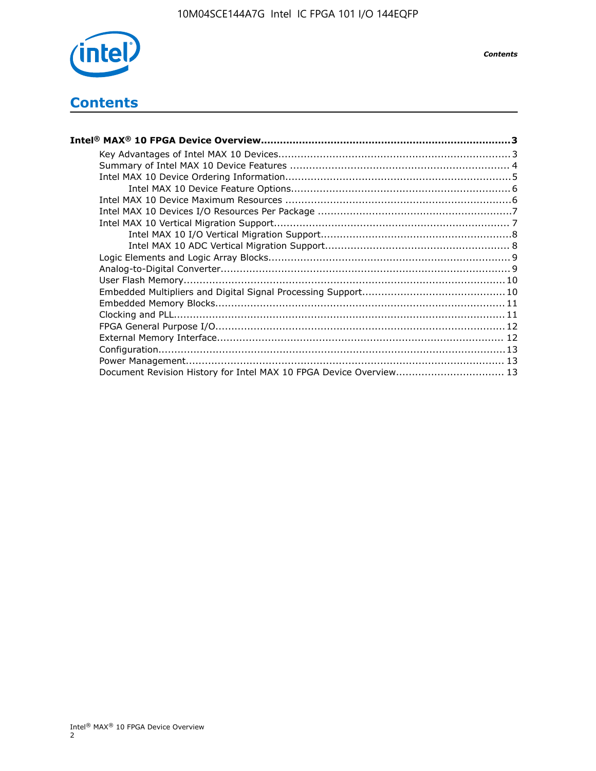# Contents

**Intel® MAX® 10 FPGA Device Overview.................................................................................3**

- Key Advantages of Intel MAX 10 Devices.........................................................................3
- Summary of Intel MAX 10 Device Features ......................................................................4
- Intel MAX 10 Device Ordering Information.......................................................................5
  - Intel MAX 10 Device Feature Options.....................................................................6
- Intel MAX 10 Device Maximum Resources .......................................................................6
- Intel MAX 10 Devices I/O Resources Per Package .............................................................7
- Intel MAX 10 Vertical Migration Support..........................................................................7
  - Intel MAX 10 I/O Vertical Migration Support............................................................8
  - Intel MAX 10 ADC Vertical Migration Support..........................................................8
- Logic Elements and Logic Array Blocks............................................................................9
- Analog-to-Digital Converter...........................................................................................9
- User Flash Memory.....................................................................................................10
- Embedded Multipliers and Digital Signal Processing Support.............................................10
- Embedded Memory Blocks...........................................................................................11
- Clocking and PLL........................................................................................................11
- FPGA General Purpose I/O...........................................................................................12
- External Memory Interface.......................................................................................... 12
- Configuration.............................................................................................................13
- Power Management.................................................................................................... 13
- Document Revision History for Intel MAX 10 FPGA Device Overview.................................. 13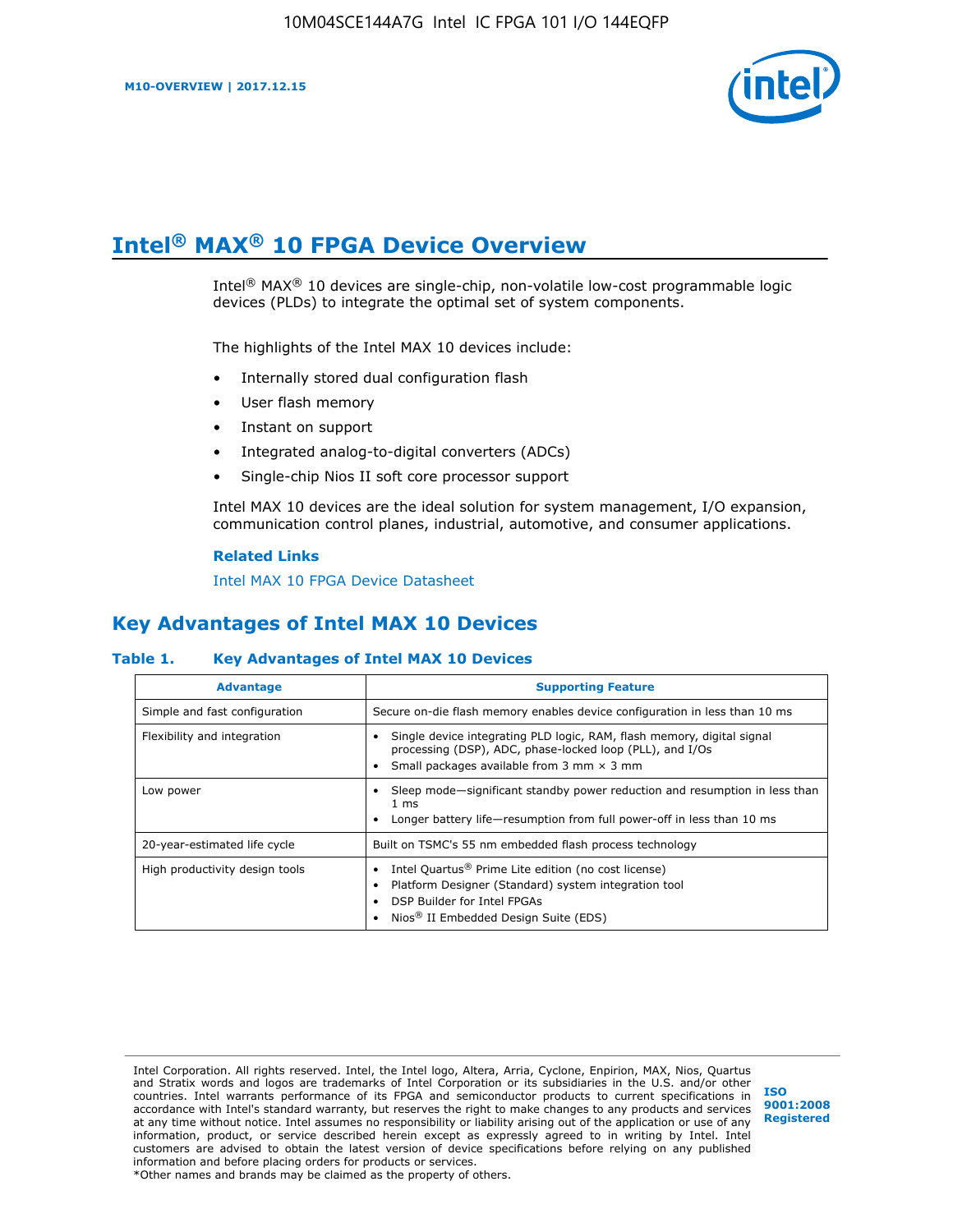# Intel® MAX® 10 FPGA Device Overview

Intel® MAX® 10 devices are single-chip, non-volatile low-cost programmable logic devices (PLDs) to integrate the optimal set of system components.

The highlights of the Intel MAX 10 devices include:

- Internally stored dual configuration flash
- User flash memory
- Instant on support
- Integrated analog-to-digital converters (ADCs)
- Single-chip Nios II soft core processor support

Intel MAX 10 devices are the ideal solution for system management, I/O expansion, communication control planes, industrial, automotive, and consumer applications.

**Related Links**

Intel MAX 10 FPGA Device Datasheet

## Key Advantages of Intel MAX 10 Devices

**Table 1. Key Advantages of Intel MAX 10 Devices**

| Advantage | Supporting Feature |
| --- | --- |
| Simple and fast configuration | Secure on-die flash memory enables device configuration in less than 10 ms |
| Flexibility and integration | • Single device integrating PLD logic, RAM, flash memory, digital signal processing (DSP), ADC, phase-locked loop (PLL), and I/Os<br>• Small packages available from 3 mm × 3 mm |
| Low power | • Sleep mode—significant standby power reduction and resumption in less than 1 ms<br>• Longer battery life—resumption from full power-off in less than 10 ms |
| 20-year-estimated life cycle | Built on TSMC's 55 nm embedded flash process technology |
| High productivity design tools | • Intel Quartus® Prime Lite edition (no cost license)<br>• Platform Designer (Standard) system integration tool<br>• DSP Builder for Intel FPGAs<br>• Nios® II Embedded Design Suite (EDS) |

Intel Corporation. All rights reserved. Intel, the Intel logo, Altera, Arria, Cyclone, Enpirion, MAX, Nios, Quartus and Stratix words and logos are trademarks of Intel Corporation or its subsidiaries in the U.S. and/or other countries. Intel warrants performance of its FPGA and semiconductor products to current specifications in accordance with Intel's standard warranty, but reserves the right to make changes to any products and services at any time without notice. Intel assumes no responsibility or liability arising out of the application or use of any information, product, or service described herein except as expressly agreed to in writing by Intel. Intel customers are advised to obtain the latest version of device specifications before relying on any published information and before placing orders for products or services.
*Other names and brands may be claimed as the property of others.

ISO 9001:2008 Registered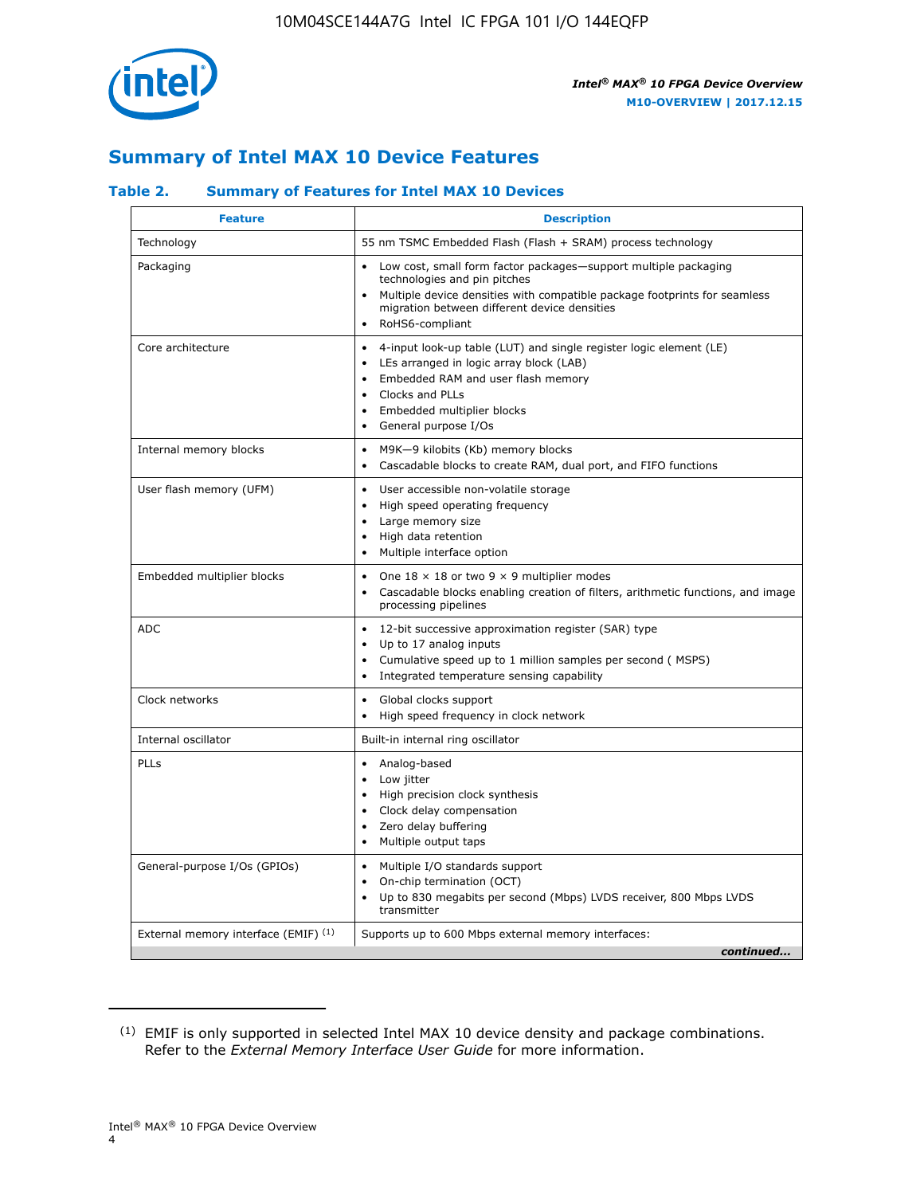## Summary of Intel MAX 10 Device Features

### Table 2. Summary of Features for Intel MAX 10 Devices

| Feature | Description |
| --- | --- |
| Technology | 55 nm TSMC Embedded Flash (Flash + SRAM) process technology |
| Packaging | • Low cost, small form factor packages—support multiple packaging technologies and pin pitches<br>• Multiple device densities with compatible package footprints for seamless migration between different device densities<br>• RoHS6-compliant |
| Core architecture | • 4-input look-up table (LUT) and single register logic element (LE)<br>• LEs arranged in logic array block (LAB)<br>• Embedded RAM and user flash memory<br>• Clocks and PLLs<br>• Embedded multiplier blocks<br>• General purpose I/Os |
| Internal memory blocks | • M9K—9 kilobits (Kb) memory blocks<br>• Cascadable blocks to create RAM, dual port, and FIFO functions |
| User flash memory (UFM) | • User accessible non-volatile storage<br>• High speed operating frequency<br>• Large memory size<br>• High data retention<br>• Multiple interface option |
| Embedded multiplier blocks | • One 18 × 18 or two 9 × 9 multiplier modes<br>• Cascadable blocks enabling creation of filters, arithmetic functions, and image processing pipelines |
| ADC | • 12-bit successive approximation register (SAR) type<br>• Up to 17 analog inputs<br>• Cumulative speed up to 1 million samples per second ( MSPS)<br>• Integrated temperature sensing capability |
| Clock networks | • Global clocks support<br>• High speed frequency in clock network |
| Internal oscillator | Built-in internal ring oscillator |
| PLLs | • Analog-based<br>• Low jitter<br>• High precision clock synthesis<br>• Clock delay compensation<br>• Zero delay buffering<br>• Multiple output taps |
| General-purpose I/Os (GPIOs) | • Multiple I/O standards support<br>• On-chip termination (OCT)<br>• Up to 830 megabits per second (Mbps) LVDS receiver, 800 Mbps LVDS transmitter |
| External memory interface (EMIF) [(1)] | Supports up to 600 Mbps external memory interfaces: |

*continued...*

(1) EMIF is only supported in selected Intel MAX 10 device density and package combinations. Refer to the *External Memory Interface User Guide* for more information.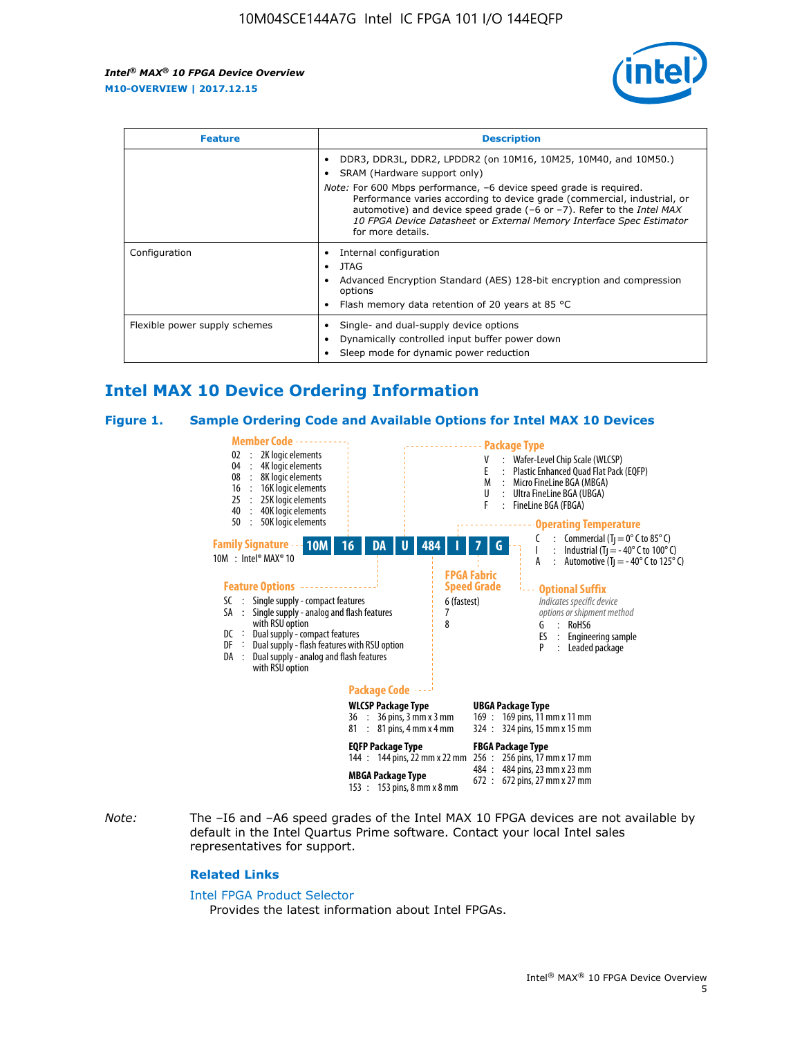| Feature | Description |
| --- | --- |
| | • DDR3, DDR3L, DDR2, LPDDR2 (on 10M16, 10M25, 10M40, and 10M50.)<br>• SRAM (Hardware support only)<br>*Note:* For 600 Mbps performance, −6 device speed grade is required. Performance varies according to device grade (commercial, industrial, or automotive) and device speed grade (−6 or −7). Refer to the *Intel MAX 10 FPGA Device Datasheet* or *External Memory Interface Spec Estimator* for more details. |
| Configuration | • Internal configuration<br>• JTAG<br>• Advanced Encryption Standard (AES) 128-bit encryption and compression options<br>• Flash memory data retention of 20 years at 85 °C |
| Flexible power supply schemes | • Single- and dual-supply device options<br>• Dynamically controlled input buffer power down<br>• Sleep mode for dynamic power reduction |

## Intel MAX 10 Device Ordering Information

### Figure 1. Sample Ordering Code and Available Options for Intel MAX 10 Devices

Sample ordering code: 10M 16 DA U 484 I 7 G

**Family Signature**
10M : Intel® MAX® 10

**Member Code**
- 02 : 2K logic elements
- 04 : 4K logic elements
- 08 : 8K logic elements
- 16 : 16K logic elements
- 25 : 25K logic elements
- 40 : 40K logic elements
- 50 : 50K logic elements

**Feature Options**
- SC : Single supply - compact features
- SA : Single supply - analog and flash features with RSU option
- DC : Dual supply - compact features
- DF : Dual supply - flash features with RSU option
- DA : Dual supply - analog and flash features with RSU option

**Package Type**
- V : Wafer-Level Chip Scale (WLCSP)
- E : Plastic Enhanced Quad Flat Pack (EQFP)
- M : Micro FineLine BGA (MBGA)
- U : Ultra FineLine BGA (UBGA)
- F : FineLine BGA (FBGA)

**Package Code**

WLCSP Package Type
- 36 : 36 pins, 3 mm x 3 mm
- 81 : 81 pins, 4 mm x 4 mm

EQFP Package Type
- 144 : 144 pins, 22 mm x 22 mm

MBGA Package Type
- 153 : 153 pins, 8 mm x 8 mm

UBGA Package Type
- 169 : 169 pins, 11 mm x 11 mm
- 324 : 324 pins, 15 mm x 15 mm

FBGA Package Type
- 256 : 256 pins, 17 mm x 17 mm
- 484 : 484 pins, 23 mm x 23 mm
- 672 : 672 pins, 27 mm x 27 mm

**Operating Temperature**
- C : Commercial ($T_J$ = 0° C to 85° C)
- I : Industrial ($T_J$ = - 40° C to 100° C)
- A : Automotive ($T_J$ = - 40° C to 125° C)

**FPGA Fabric Speed Grade**
- 6 (fastest)
- 7
- 8

**Optional Suffix**
*Indicates specific device options or shipment method*
- G : RoHS6
- ES : Engineering sample
- P : Leaded package

*Note:* The –I6 and –A6 speed grades of the Intel MAX 10 FPGA devices are not available by default in the Intel Quartus Prime software. Contact your local Intel sales representatives for support.

#### Related Links

Intel FPGA Product Selector
Provides the latest information about Intel FPGAs.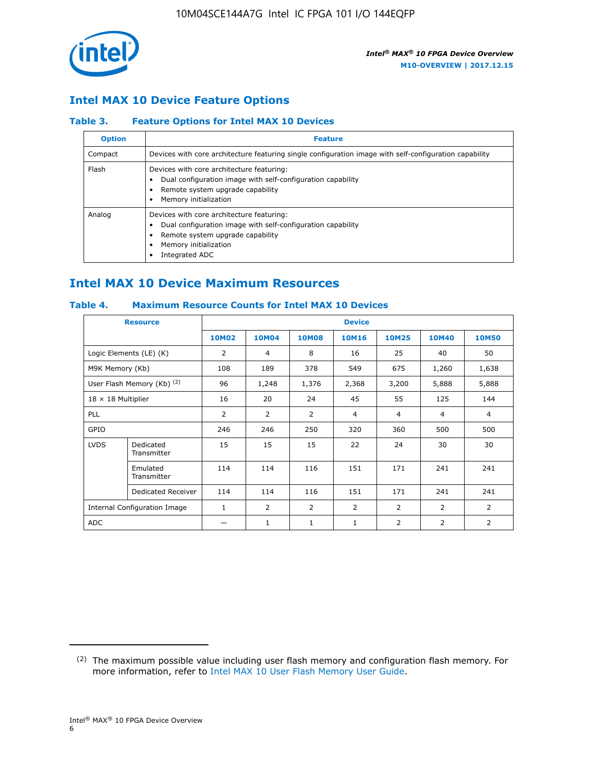## Intel MAX 10 Device Feature Options

### Table 3. Feature Options for Intel MAX 10 Devices

| Option | Feature |
|---|---|
| Compact | Devices with core architecture featuring single configuration image with self-configuration capability |
| Flash | Devices with core architecture featuring:<br>• Dual configuration image with self-configuration capability<br>• Remote system upgrade capability<br>• Memory initialization |
| Analog | Devices with core architecture featuring:<br>• Dual configuration image with self-configuration capability<br>• Remote system upgrade capability<br>• Memory initialization<br>• Integrated ADC |

## Intel MAX 10 Device Maximum Resources

### Table 4. Maximum Resource Counts for Intel MAX 10 Devices

| Resource | | Device | | | | | | |
|---|---|---|---|---|---|---|---|---|
| | | 10M02 | 10M04 | 10M08 | 10M16 | 10M25 | 10M40 | 10M50 |
| Logic Elements (LE) (K) | | 2 | 4 | 8 | 16 | 25 | 40 | 50 |
| M9K Memory (Kb) | | 108 | 189 | 378 | 549 | 675 | 1,260 | 1,638 |
| User Flash Memory (Kb) (2) | | 96 | 1,248 | 1,376 | 2,368 | 3,200 | 5,888 | 5,888 |
| 18 × 18 Multiplier | | 16 | 20 | 24 | 45 | 55 | 125 | 144 |
| PLL | | 2 | 2 | 2 | 4 | 4 | 4 | 4 |
| GPIO | | 246 | 246 | 250 | 320 | 360 | 500 | 500 |
| LVDS | Dedicated Transmitter | 15 | 15 | 15 | 22 | 24 | 30 | 30 |
| | Emulated Transmitter | 114 | 114 | 116 | 151 | 171 | 241 | 241 |
| | Dedicated Receiver | 114 | 114 | 116 | 151 | 171 | 241 | 241 |
| Internal Configuration Image | | 1 | 2 | 2 | 2 | 2 | 2 | 2 |
| ADC | | — | 1 | 1 | 1 | 2 | 2 | 2 |

(2) The maximum possible value including user flash memory and configuration flash memory. For more information, refer to Intel MAX 10 User Flash Memory User Guide.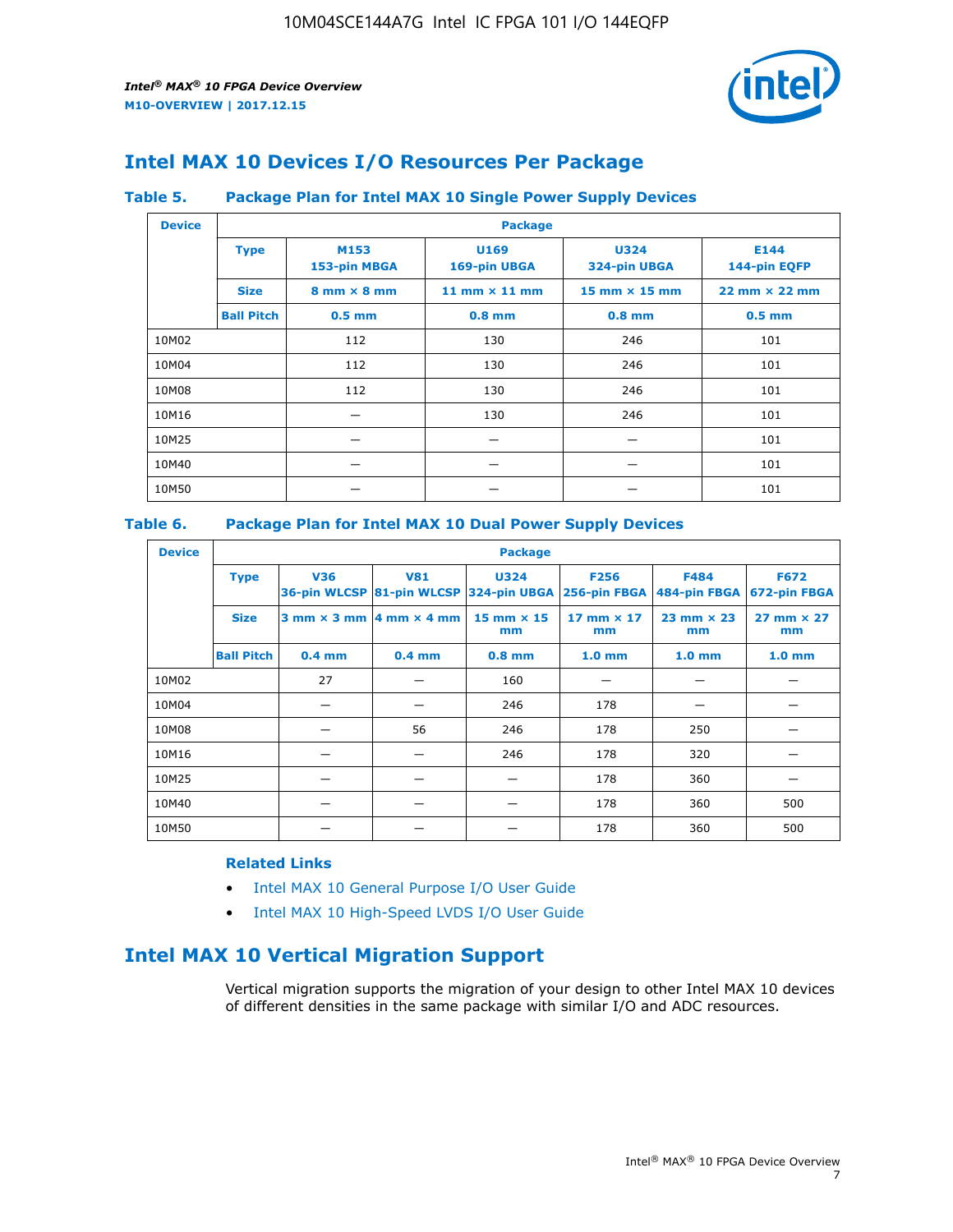## Intel MAX 10 Devices I/O Resources Per Package

**Table 5. Package Plan for Intel MAX 10 Single Power Supply Devices**

| Device | Package | | | | |
|---|---|---|---|---|---|
| | **Type** | **M153 153-pin MBGA** | **U169 169-pin UBGA** | **U324 324-pin UBGA** | **E144 144-pin EQFP** |
| | **Size** | **8 mm × 8 mm** | **11 mm × 11 mm** | **15 mm × 15 mm** | **22 mm × 22 mm** |
| | **Ball Pitch** | **0.5 mm** | **0.8 mm** | **0.8 mm** | **0.5 mm** |
| 10M02 | | 112 | 130 | 246 | 101 |
| 10M04 | | 112 | 130 | 246 | 101 |
| 10M08 | | 112 | 130 | 246 | 101 |
| 10M16 | | — | 130 | 246 | 101 |
| 10M25 | | — | — | — | 101 |
| 10M40 | | — | — | — | 101 |
| 10M50 | | — | — | — | 101 |

**Table 6. Package Plan for Intel MAX 10 Dual Power Supply Devices**

| Device | Package | | | | | | |
|---|---|---|---|---|---|---|---|
| | **Type** | **V36 36-pin WLCSP** | **V81 81-pin WLCSP** | **U324 324-pin UBGA** | **F256 256-pin FBGA** | **F484 484-pin FBGA** | **F672 672-pin FBGA** |
| | **Size** | **3 mm × 3 mm** | **4 mm × 4 mm** | **15 mm × 15 mm** | **17 mm × 17 mm** | **23 mm × 23 mm** | **27 mm × 27 mm** |
| | **Ball Pitch** | **0.4 mm** | **0.4 mm** | **0.8 mm** | **1.0 mm** | **1.0 mm** | **1.0 mm** |
| 10M02 | | 27 | — | 160 | — | — | — |
| 10M04 | | — | — | 246 | 178 | — | — |
| 10M08 | | — | 56 | 246 | 178 | 250 | — |
| 10M16 | | — | — | 246 | 178 | 320 | — |
| 10M25 | | — | — | — | 178 | 360 | — |
| 10M40 | | — | — | — | 178 | 360 | 500 |
| 10M50 | | — | — | — | 178 | 360 | 500 |

**Related Links**

- Intel MAX 10 General Purpose I/O User Guide
- Intel MAX 10 High-Speed LVDS I/O User Guide

## Intel MAX 10 Vertical Migration Support

Vertical migration supports the migration of your design to other Intel MAX 10 devices of different densities in the same package with similar I/O and ADC resources.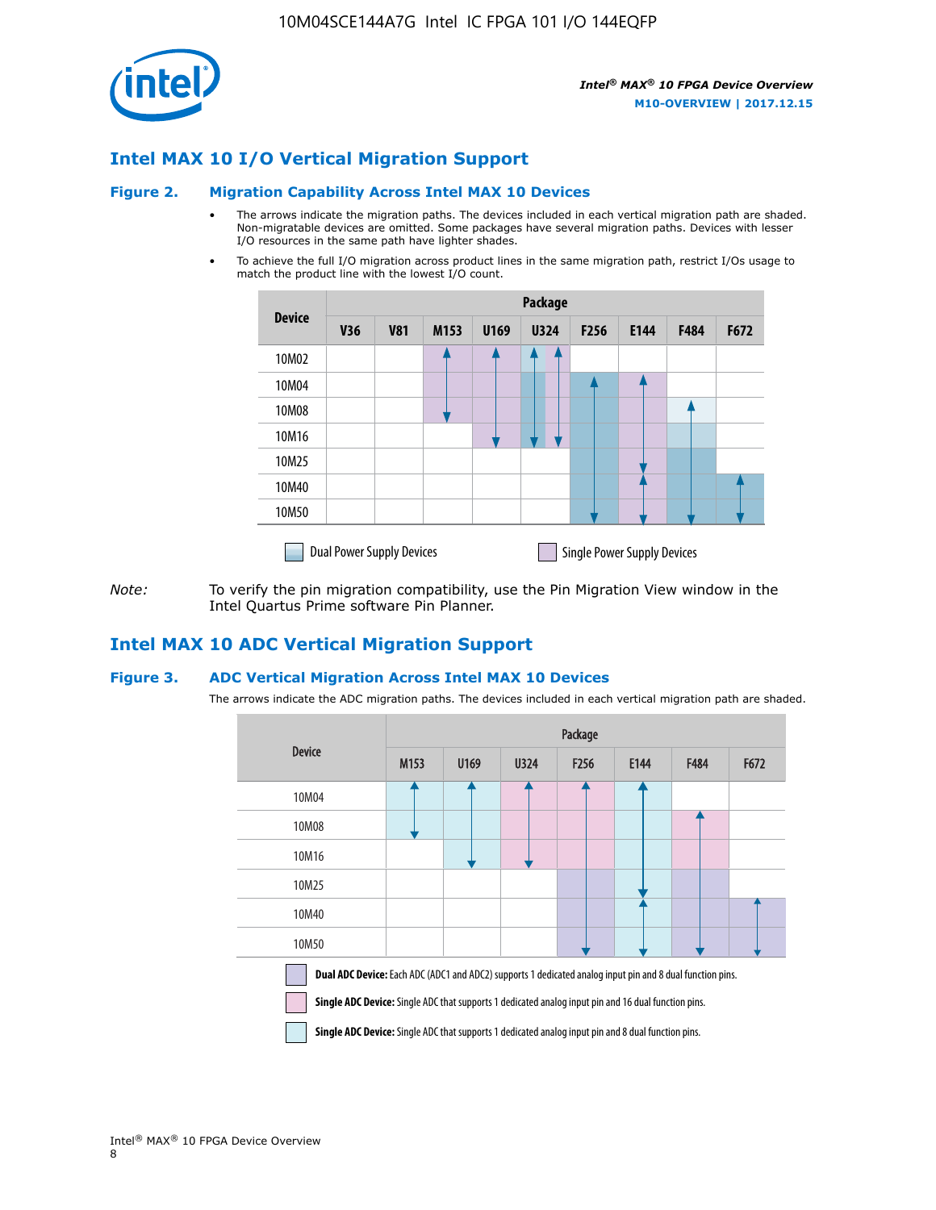## Intel MAX 10 I/O Vertical Migration Support

### Figure 2. Migration Capability Across Intel MAX 10 Devices

- The arrows indicate the migration paths. The devices included in each vertical migration path are shaded. Non-migratable devices are omitted. Some packages have several migration paths. Devices with lesser I/O resources in the same path have lighter shades.
- To achieve the full I/O migration across product lines in the same migration path, restrict I/Os usage to match the product line with the lowest I/O count.

| Device | Package | | | | | | | | |
|---|---|---|---|---|---|---|---|---|---|
| | V36 | V81 | M153 | U169 | U324 | F256 | E144 | F484 | F672 |
| 10M02 | | | | | | | | | |
| 10M04 | | | | | | | | | |
| 10M08 | | | | | | | | | |
| 10M16 | | | | | | | | | |
| 10M25 | | | | | | | | | |
| 10M40 | | | | | | | | | |
| 10M50 | | | | | | | | | |

Dual Power Supply Devices | Single Power Supply Devices

*Note:* To verify the pin migration compatibility, use the Pin Migration View window in the Intel Quartus Prime software Pin Planner.

## Intel MAX 10 ADC Vertical Migration Support

### Figure 3. ADC Vertical Migration Across Intel MAX 10 Devices

The arrows indicate the ADC migration paths. The devices included in each vertical migration path are shaded.

| Device | Package | | | | | | |
|---|---|---|---|---|---|---|---|
| | M153 | U169 | U324 | F256 | E144 | F484 | F672 |
| 10M04 | | | | | | | |
| 10M08 | | | | | | | |
| 10M16 | | | | | | | |
| 10M25 | | | | | | | |
| 10M40 | | | | | | | |
| 10M50 | | | | | | | |

**Dual ADC Device:** Each ADC (ADC1 and ADC2) supports 1 dedicated analog input pin and 8 dual function pins.

**Single ADC Device:** Single ADC that supports 1 dedicated analog input pin and 16 dual function pins.

**Single ADC Device:** Single ADC that supports 1 dedicated analog input pin and 8 dual function pins.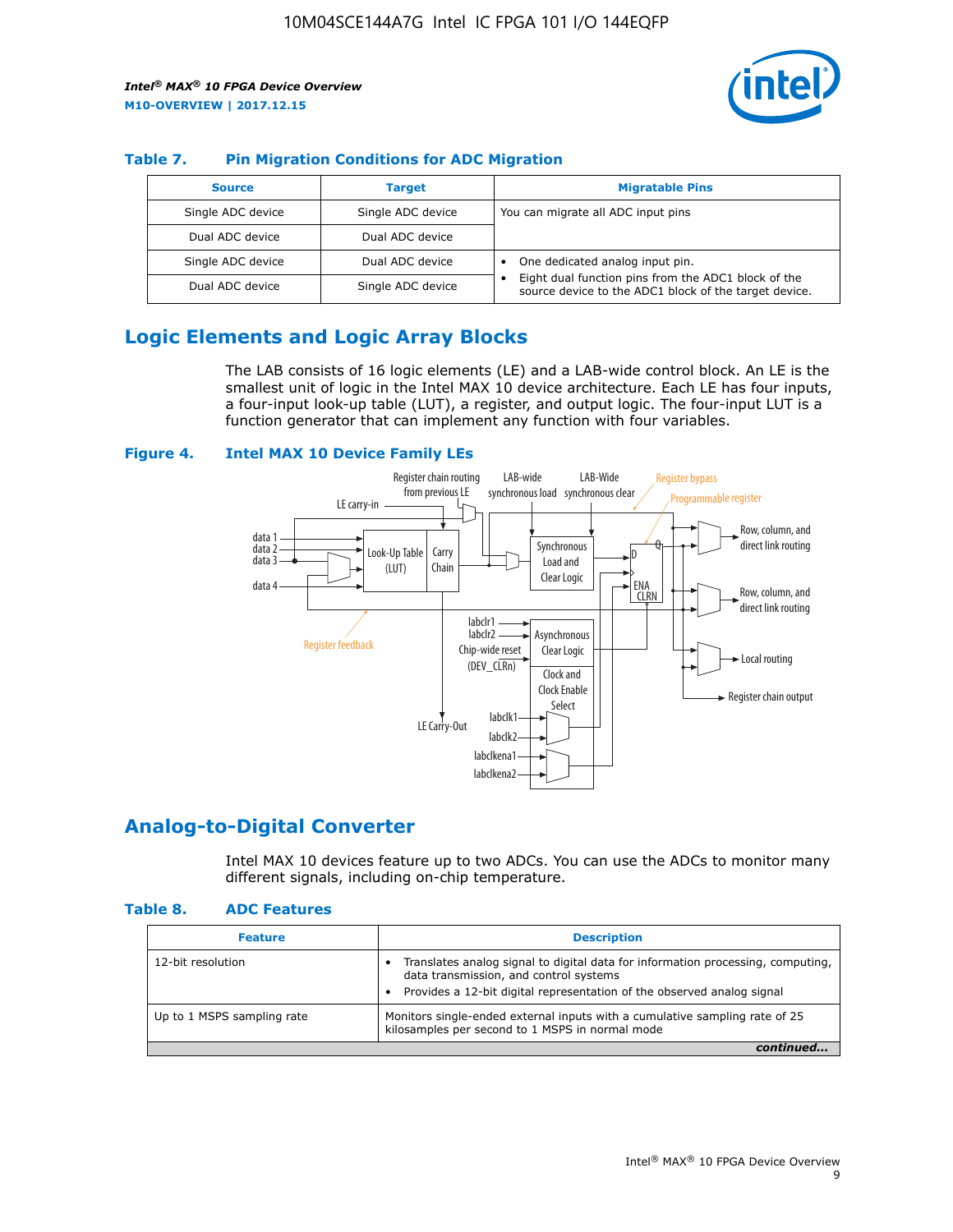## Table 7. Pin Migration Conditions for ADC Migration

| Source | Target | Migratable Pins |
| --- | --- | --- |
| Single ADC device | Single ADC device | You can migrate all ADC input pins |
| Dual ADC device | Dual ADC device | |
| Single ADC device | Dual ADC device | • One dedicated analog input pin. • Eight dual function pins from the ADC1 block of the source device to the ADC1 block of the target device. |
| Dual ADC device | Single ADC device | |

## Logic Elements and Logic Array Blocks

The LAB consists of 16 logic elements (LE) and a LAB-wide control block. An LE is the smallest unit of logic in the Intel MAX 10 device architecture. Each LE has four inputs, a four-input look-up table (LUT), a register, and output logic. The four-input LUT is a function generator that can implement any function with four variables.

**Figure 4. Intel MAX 10 Device Family LEs**

## Analog-to-Digital Converter

Intel MAX 10 devices feature up to two ADCs. You can use the ADCs to monitor many different signals, including on-chip temperature.

## Table 8. ADC Features

| Feature | Description |
| --- | --- |
| 12-bit resolution | • Translates analog signal to digital data for information processing, computing, data transmission, and control systems • Provides a 12-bit digital representation of the observed analog signal |
| Up to 1 MSPS sampling rate | Monitors single-ended external inputs with a cumulative sampling rate of 25 kilosamples per second to 1 MSPS in normal mode |

*continued...*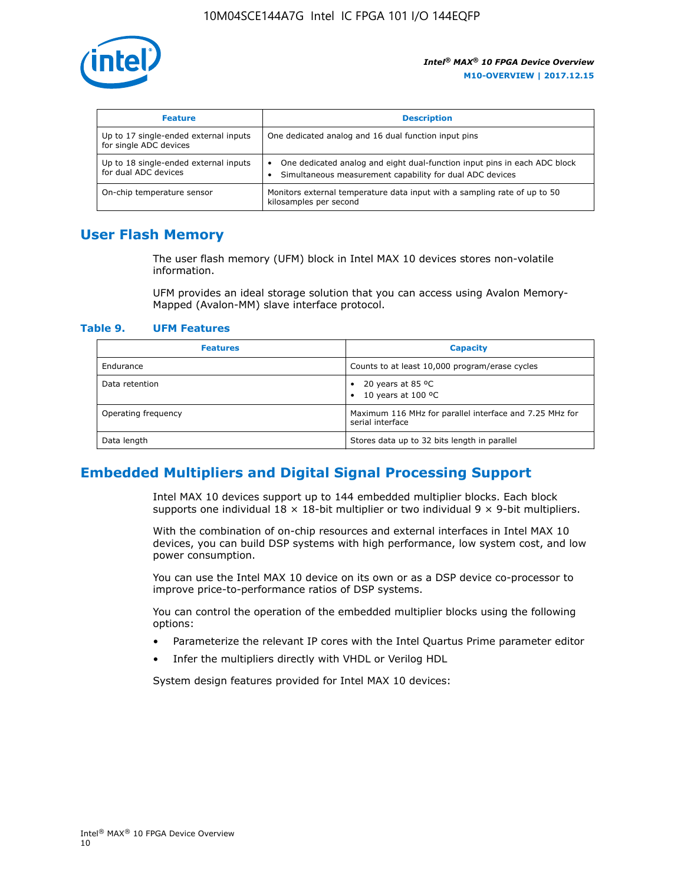| Feature | Description |
| --- | --- |
| Up to 17 single-ended external inputs for single ADC devices | One dedicated analog and 16 dual function input pins |
| Up to 18 single-ended external inputs for dual ADC devices | • One dedicated analog and eight dual-function input pins in each ADC block<br>• Simultaneous measurement capability for dual ADC devices |
| On-chip temperature sensor | Monitors external temperature data input with a sampling rate of up to 50 kilosamples per second |

## User Flash Memory

The user flash memory (UFM) block in Intel MAX 10 devices stores non-volatile information.

UFM provides an ideal storage solution that you can access using Avalon Memory-Mapped (Avalon-MM) slave interface protocol.

**Table 9. UFM Features**

| Features | Capacity |
| --- | --- |
| Endurance | Counts to at least 10,000 program/erase cycles |
| Data retention | • 20 years at 85 ºC<br>• 10 years at 100 ºC |
| Operating frequency | Maximum 116 MHz for parallel interface and 7.25 MHz for serial interface |
| Data length | Stores data up to 32 bits length in parallel |

## Embedded Multipliers and Digital Signal Processing Support

Intel MAX 10 devices support up to 144 embedded multiplier blocks. Each block supports one individual 18 × 18-bit multiplier or two individual 9 × 9-bit multipliers.

With the combination of on-chip resources and external interfaces in Intel MAX 10 devices, you can build DSP systems with high performance, low system cost, and low power consumption.

You can use the Intel MAX 10 device on its own or as a DSP device co-processor to improve price-to-performance ratios of DSP systems.

You can control the operation of the embedded multiplier blocks using the following options:

- Parameterize the relevant IP cores with the Intel Quartus Prime parameter editor
- Infer the multipliers directly with VHDL or Verilog HDL

System design features provided for Intel MAX 10 devices: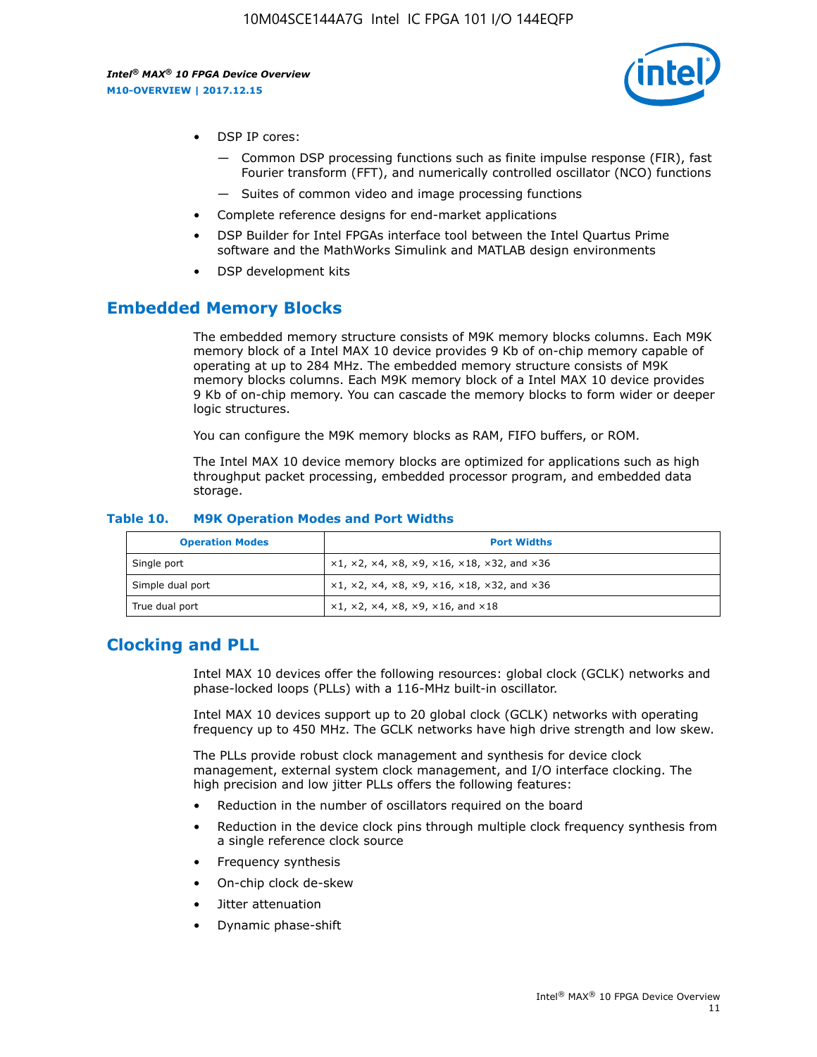- DSP IP cores:
    - Common DSP processing functions such as finite impulse response (FIR), fast Fourier transform (FFT), and numerically controlled oscillator (NCO) functions
    - Suites of common video and image processing functions
- Complete reference designs for end-market applications
- DSP Builder for Intel FPGAs interface tool between the Intel Quartus Prime software and the MathWorks Simulink and MATLAB design environments
- DSP development kits

## Embedded Memory Blocks

The embedded memory structure consists of M9K memory blocks columns. Each M9K memory block of a Intel MAX 10 device provides 9 Kb of on-chip memory capable of operating at up to 284 MHz. The embedded memory structure consists of M9K memory blocks columns. Each M9K memory block of a Intel MAX 10 device provides 9 Kb of on-chip memory. You can cascade the memory blocks to form wider or deeper logic structures.

You can configure the M9K memory blocks as RAM, FIFO buffers, or ROM.

The Intel MAX 10 device memory blocks are optimized for applications such as high throughput packet processing, embedded processor program, and embedded data storage.

**Table 10. M9K Operation Modes and Port Widths**

| Operation Modes | Port Widths |
| --- | --- |
| Single port | ×1, ×2, ×4, ×8, ×9, ×16, ×18, ×32, and ×36 |
| Simple dual port | ×1, ×2, ×4, ×8, ×9, ×16, ×18, ×32, and ×36 |
| True dual port | ×1, ×2, ×4, ×8, ×9, ×16, and ×18 |

## Clocking and PLL

Intel MAX 10 devices offer the following resources: global clock (GCLK) networks and phase-locked loops (PLLs) with a 116-MHz built-in oscillator.

Intel MAX 10 devices support up to 20 global clock (GCLK) networks with operating frequency up to 450 MHz. The GCLK networks have high drive strength and low skew.

The PLLs provide robust clock management and synthesis for device clock management, external system clock management, and I/O interface clocking. The high precision and low jitter PLLs offers the following features:

- Reduction in the number of oscillators required on the board
- Reduction in the device clock pins through multiple clock frequency synthesis from a single reference clock source
- Frequency synthesis
- On-chip clock de-skew
- Jitter attenuation
- Dynamic phase-shift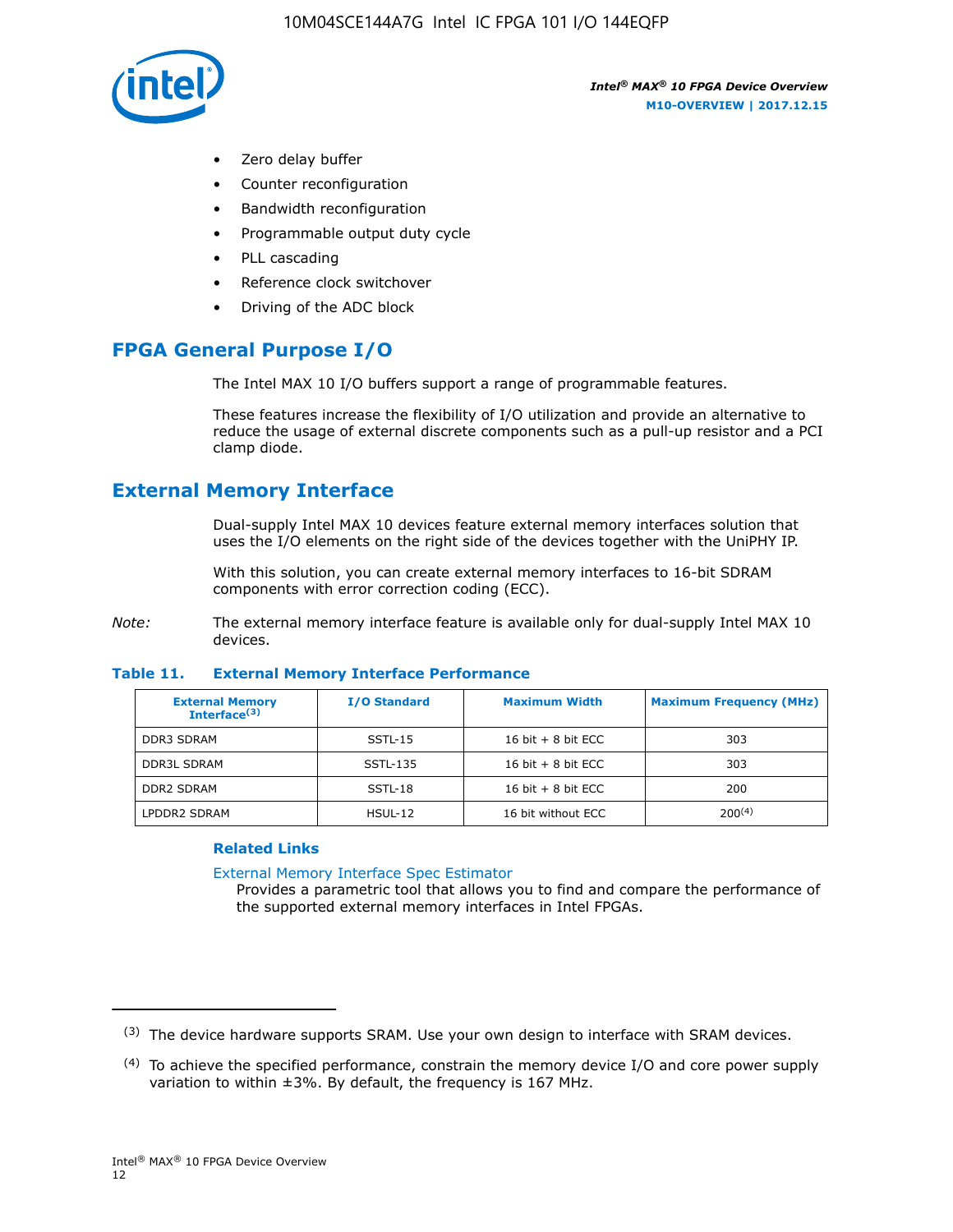- Zero delay buffer
- Counter reconfiguration
- Bandwidth reconfiguration
- Programmable output duty cycle
- PLL cascading
- Reference clock switchover
- Driving of the ADC block

## FPGA General Purpose I/O

The Intel MAX 10 I/O buffers support a range of programmable features.

These features increase the flexibility of I/O utilization and provide an alternative to reduce the usage of external discrete components such as a pull-up resistor and a PCI clamp diode.

## External Memory Interface

Dual-supply Intel MAX 10 devices feature external memory interfaces solution that uses the I/O elements on the right side of the devices together with the UniPHY IP.

With this solution, you can create external memory interfaces to 16-bit SDRAM components with error correction coding (ECC).

*Note:* The external memory interface feature is available only for dual-supply Intel MAX 10 devices.

**Table 11. External Memory Interface Performance**

| External Memory Interface[3] | I/O Standard | Maximum Width | Maximum Frequency (MHz) |
|---|---|---|---|
| DDR3 SDRAM | SSTL-15 | 16 bit + 8 bit ECC | 303 |
| DDR3L SDRAM | SSTL-135 | 16 bit + 8 bit ECC | 303 |
| DDR2 SDRAM | SSTL-18 | 16 bit + 8 bit ECC | 200 |
| LPDDR2 SDRAM | HSUL-12 | 16 bit without ECC | 200[4] |

### Related Links

External Memory Interface Spec Estimator
Provides a parametric tool that allows you to find and compare the performance of the supported external memory interfaces in Intel FPGAs.

---

[3] The device hardware supports SRAM. Use your own design to interface with SRAM devices.

[4] To achieve the specified performance, constrain the memory device I/O and core power supply variation to within ±3%. By default, the frequency is 167 MHz.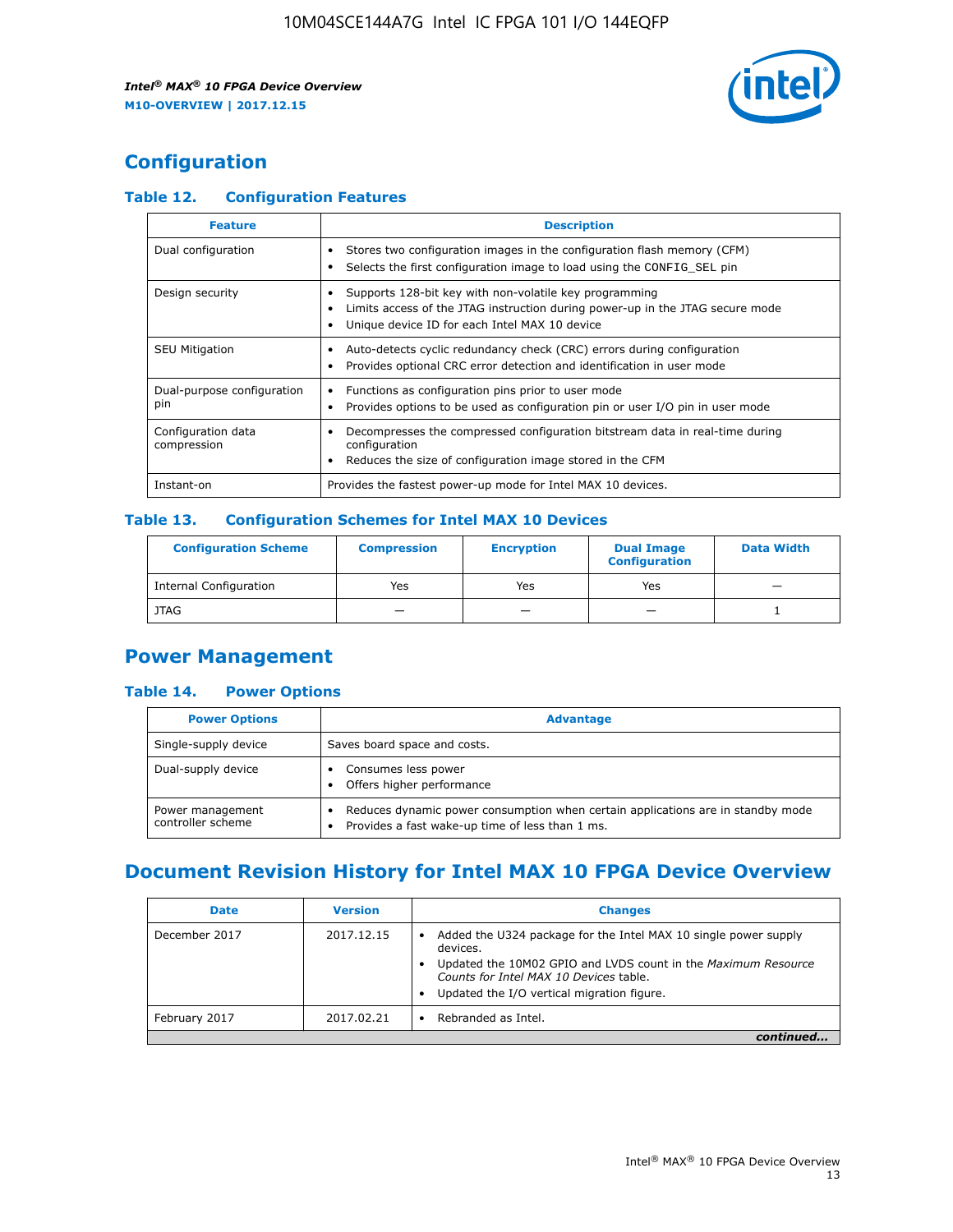## Configuration

### Table 12. Configuration Features

| Feature | Description |
|---|---|
| Dual configuration | • Stores two configuration images in the configuration flash memory (CFM)<br>• Selects the first configuration image to load using the CONFIG_SEL pin |
| Design security | • Supports 128-bit key with non-volatile key programming<br>• Limits access of the JTAG instruction during power-up in the JTAG secure mode<br>• Unique device ID for each Intel MAX 10 device |
| SEU Mitigation | • Auto-detects cyclic redundancy check (CRC) errors during configuration<br>• Provides optional CRC error detection and identification in user mode |
| Dual-purpose configuration pin | • Functions as configuration pins prior to user mode<br>• Provides options to be used as configuration pin or user I/O pin in user mode |
| Configuration data compression | • Decompresses the compressed configuration bitstream data in real-time during configuration<br>• Reduces the size of configuration image stored in the CFM |
| Instant-on | Provides the fastest power-up mode for Intel MAX 10 devices. |

### Table 13. Configuration Schemes for Intel MAX 10 Devices

| Configuration Scheme | Compression | Encryption | Dual Image Configuration | Data Width |
|---|---|---|---|---|
| Internal Configuration | Yes | Yes | Yes | — |
| JTAG | — | — | — | 1 |

## Power Management

### Table 14. Power Options

| Power Options | Advantage |
|---|---|
| Single-supply device | Saves board space and costs. |
| Dual-supply device | • Consumes less power<br>• Offers higher performance |
| Power management controller scheme | • Reduces dynamic power consumption when certain applications are in standby mode<br>• Provides a fast wake-up time of less than 1 ms. |

## Document Revision History for Intel MAX 10 FPGA Device Overview

| Date | Version | Changes |
|---|---|---|
| December 2017 | 2017.12.15 | • Added the U324 package for the Intel MAX 10 single power supply devices.<br>• Updated the 10M02 GPIO and LVDS count in the *Maximum Resource Counts for Intel MAX 10 Devices* table.<br>• Updated the I/O vertical migration figure. |
| February 2017 | 2017.02.21 | • Rebranded as Intel. |

*continued...*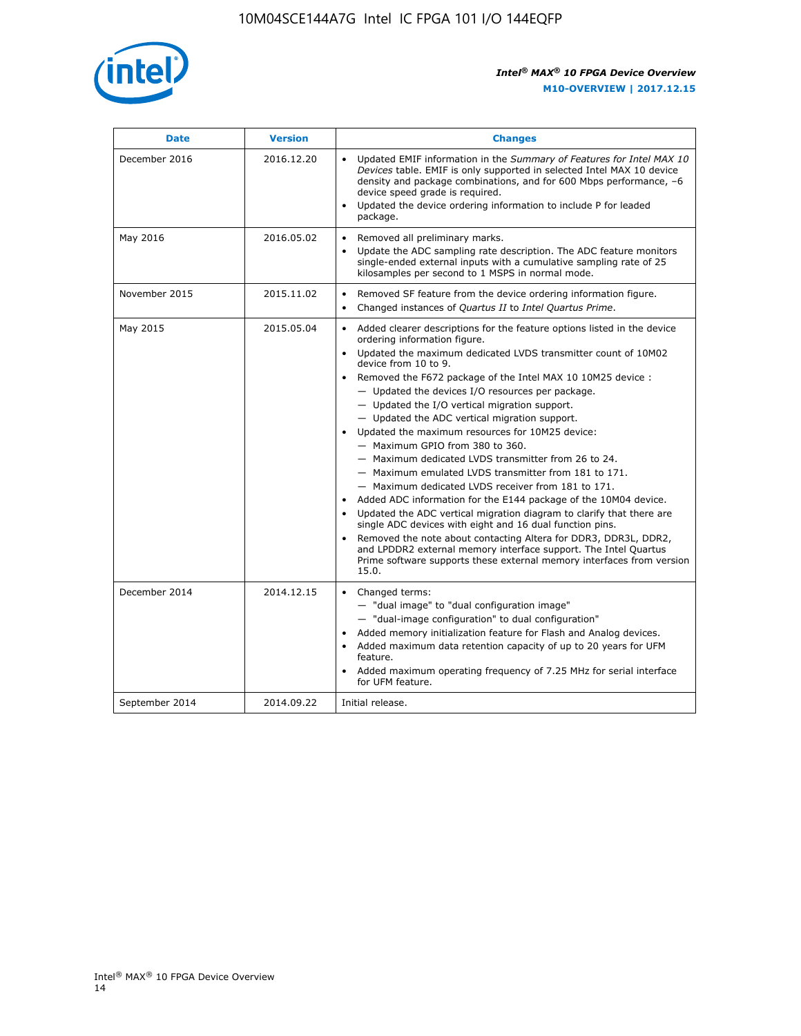| Date | Version | Changes |
| --- | --- | --- |
| December 2016 | 2016.12.20 | • Updated EMIF information in the *Summary of Features for Intel MAX 10 Devices* table. EMIF is only supported in selected Intel MAX 10 device density and package combinations, and for 600 Mbps performance, –6 device speed grade is required.<br>• Updated the device ordering information to include P for leaded package. |
| May 2016 | 2016.05.02 | • Removed all preliminary marks.<br>• Update the ADC sampling rate description. The ADC feature monitors single-ended external inputs with a cumulative sampling rate of 25 kilosamples per second to 1 MSPS in normal mode. |
| November 2015 | 2015.11.02 | • Removed SF feature from the device ordering information figure.<br>• Changed instances of *Quartus II* to *Intel Quartus Prime*. |
| May 2015 | 2015.05.04 | • Added clearer descriptions for the feature options listed in the device ordering information figure.<br>• Updated the maximum dedicated LVDS transmitter count of 10M02 device from 10 to 9.<br>• Removed the F672 package of the Intel MAX 10 10M25 device :<br>— Updated the devices I/O resources per package.<br>— Updated the I/O vertical migration support.<br>— Updated the ADC vertical migration support.<br>• Updated the maximum resources for 10M25 device:<br>— Maximum GPIO from 380 to 360.<br>— Maximum dedicated LVDS transmitter from 26 to 24.<br>— Maximum emulated LVDS transmitter from 181 to 171.<br>— Maximum dedicated LVDS receiver from 181 to 171.<br>• Added ADC information for the E144 package of the 10M04 device.<br>• Updated the ADC vertical migration diagram to clarify that there are single ADC devices with eight and 16 dual function pins.<br>• Removed the note about contacting Altera for DDR3, DDR3L, DDR2, and LPDDR2 external memory interface support. The Intel Quartus Prime software supports these external memory interfaces from version 15.0. |
| December 2014 | 2014.12.15 | • Changed terms:<br>— "dual image" to "dual configuration image"<br>— "dual-image configuration" to dual configuration"<br>• Added memory initialization feature for Flash and Analog devices.<br>• Added maximum data retention capacity of up to 20 years for UFM feature.<br>• Added maximum operating frequency of 7.25 MHz for serial interface for UFM feature. |
| September 2014 | 2014.09.22 | Initial release. |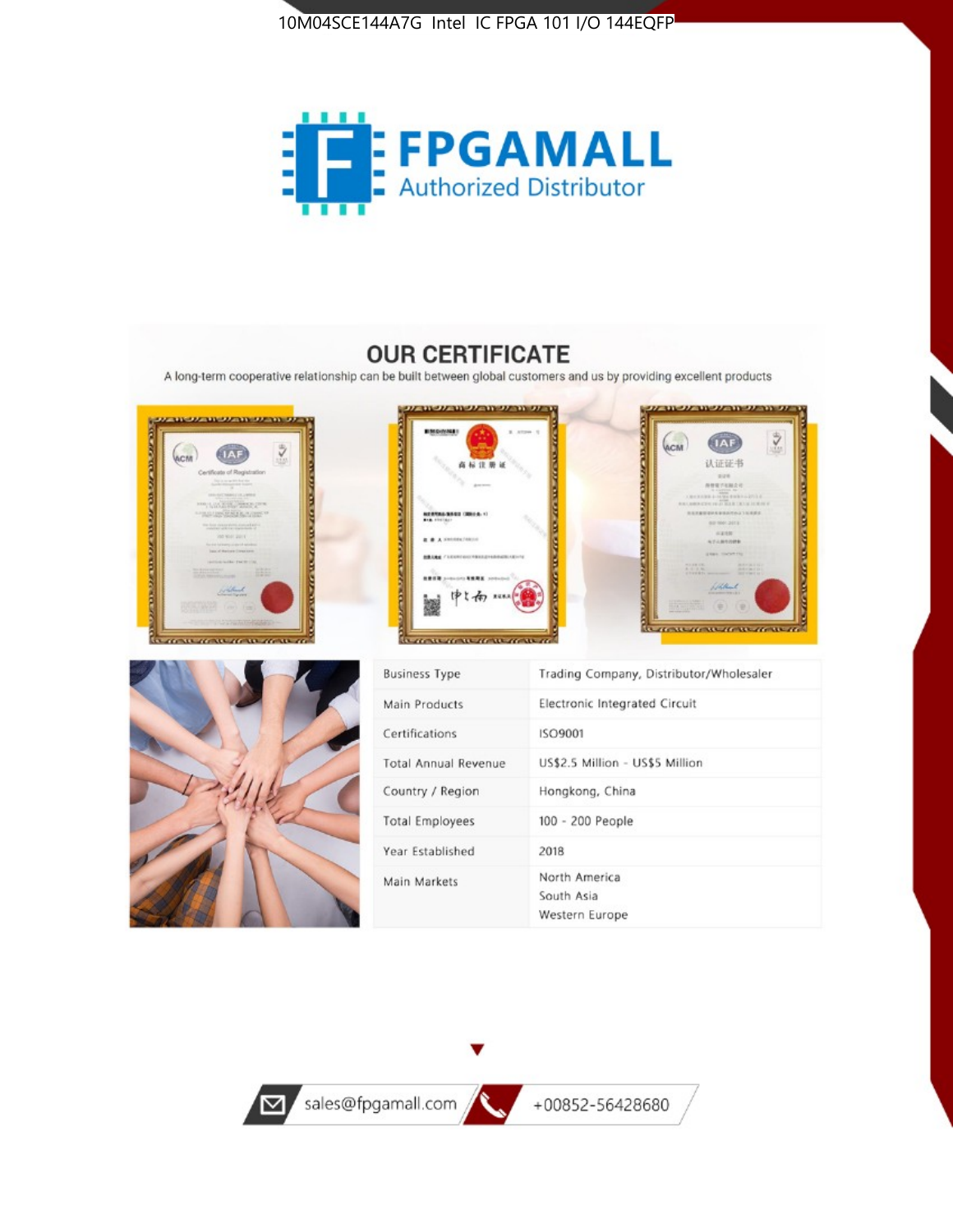FPGAMALL
Authorized Distributor

## OUR CERTIFICATE

A long-term cooperative relationship can be built between global customers and us by providing excellent products

| | |
|---|---|
| Business Type | Trading Company, Distributor/Wholesaler |
| Main Products | Electronic Integrated Circuit |
| Certifications | ISO9001 |
| Total Annual Revenue | US$2.5 Million - US$5 Million |
| Country / Region | Hongkong, China |
| Total Employees | 100 - 200 People |
| Year Established | 2018 |
| Main Markets | North America<br>South Asia<br>Western Europe |

sales@fpgamall.com

+00852-56428680